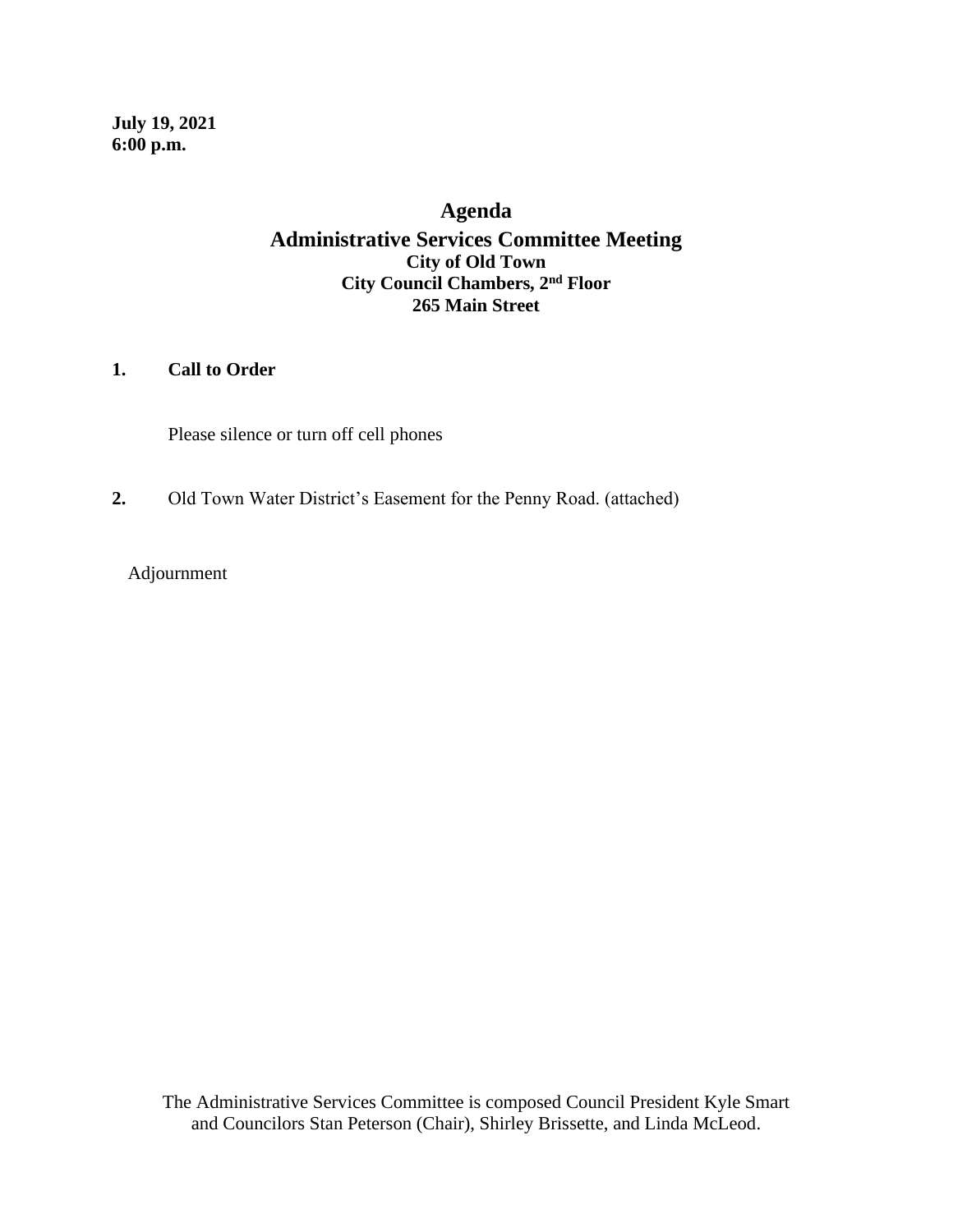**July 19, 2021**
**6:00 p.m.**

# Agenda

## Administrative Services Committee Meeting

### City of Old Town
### City Council Chambers, 2nd Floor
### 265 Main Street

**1. Call to Order**

Please silence or turn off cell phones

**2.** Old Town Water District's Easement for the Penny Road. (attached)

Adjournment

The Administrative Services Committee is composed Council President Kyle Smart and Councilors Stan Peterson (Chair), Shirley Brissette, and Linda McLeod.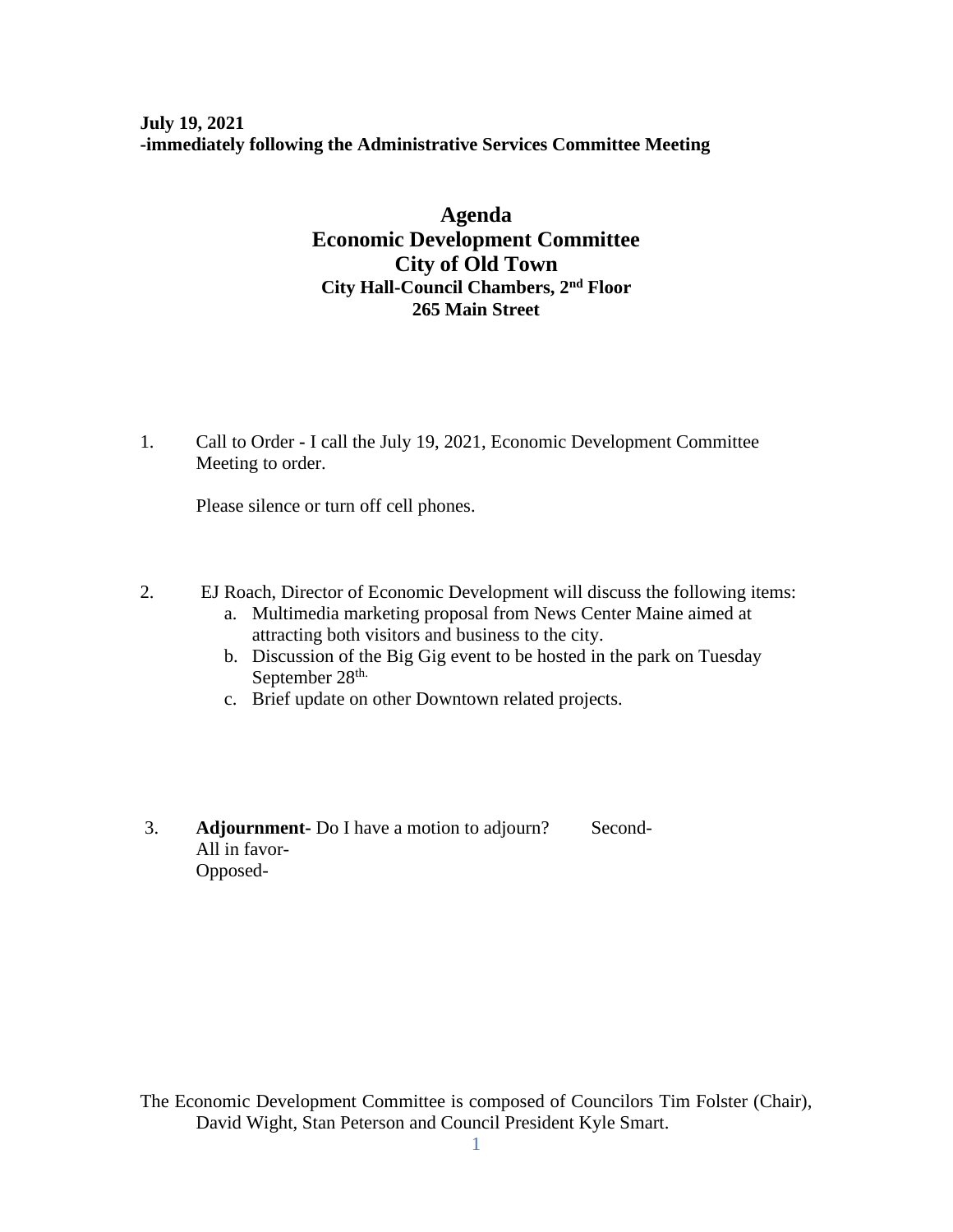**July 19, 2021**
**-immediately following the Administrative Services Committee Meeting**

# Agenda
# Economic Development Committee
# City of Old Town
### City Hall-Council Chambers, 2nd Floor
### 265 Main Street

1. Call to Order - I call the July 19, 2021, Economic Development Committee Meeting to order.

   Please silence or turn off cell phones.

2. EJ Roach, Director of Economic Development will discuss the following items:
   a. Multimedia marketing proposal from News Center Maine aimed at attracting both visitors and business to the city.
   b. Discussion of the Big Gig event to be hosted in the park on Tuesday September 28th.
   c. Brief update on other Downtown related projects.

3. **Adjournment-** Do I have a motion to adjourn? Second-
   All in favor-
   Opposed-

The Economic Development Committee is composed of Councilors Tim Folster (Chair), David Wight, Stan Peterson and Council President Kyle Smart.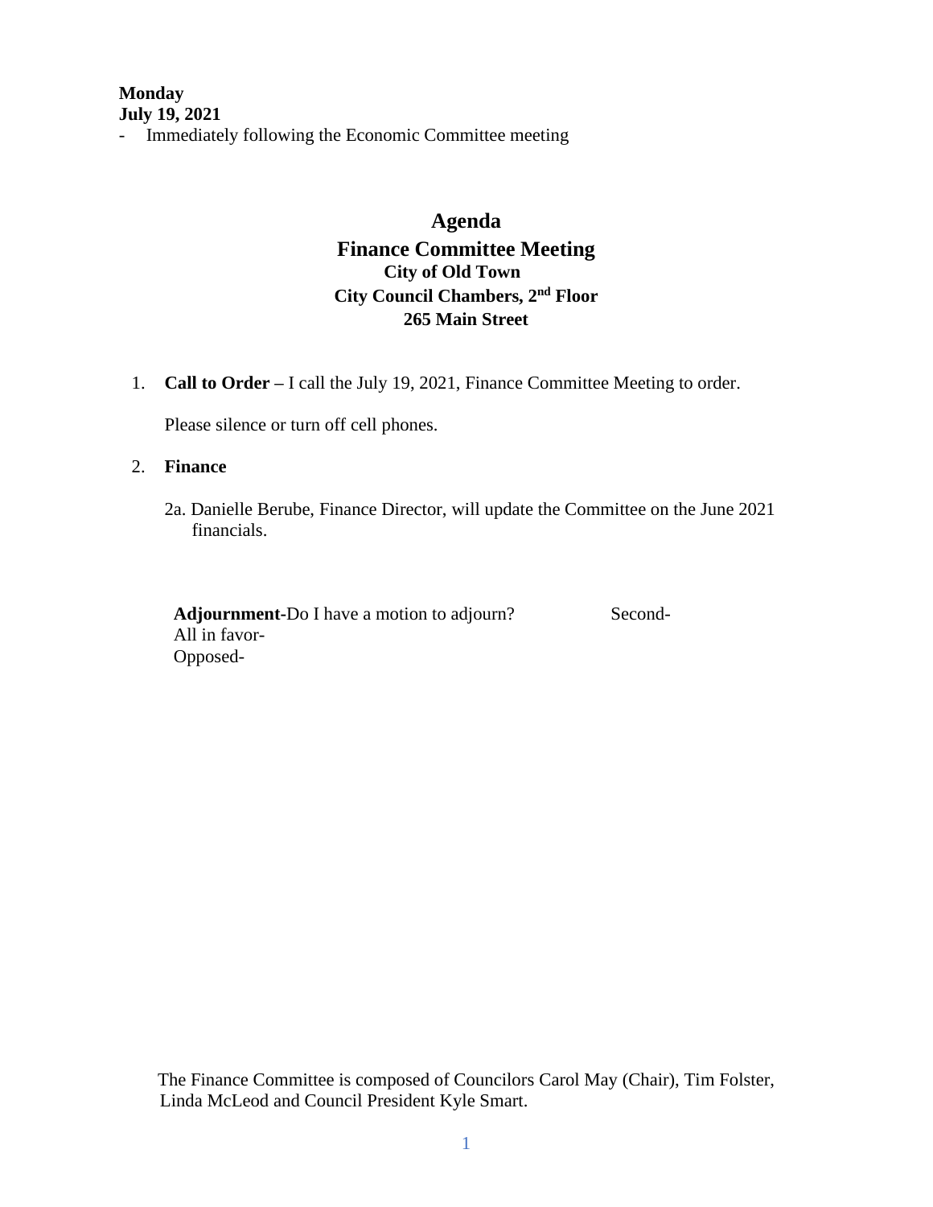**Monday**
**July 19, 2021**
- Immediately following the Economic Committee meeting

# Agenda
## Finance Committee Meeting
### City of Old Town
### City Council Chambers, 2nd Floor
### 265 Main Street

1. **Call to Order –** I call the July 19, 2021, Finance Committee Meeting to order.

   Please silence or turn off cell phones.

2. **Finance**

   2a. Danielle Berube, Finance Director, will update the Committee on the June 2021 financials.

**Adjournment**-Do I have a motion to adjourn? Second-
All in favor-
Opposed-

The Finance Committee is composed of Councilors Carol May (Chair), Tim Folster, Linda McLeod and Council President Kyle Smart.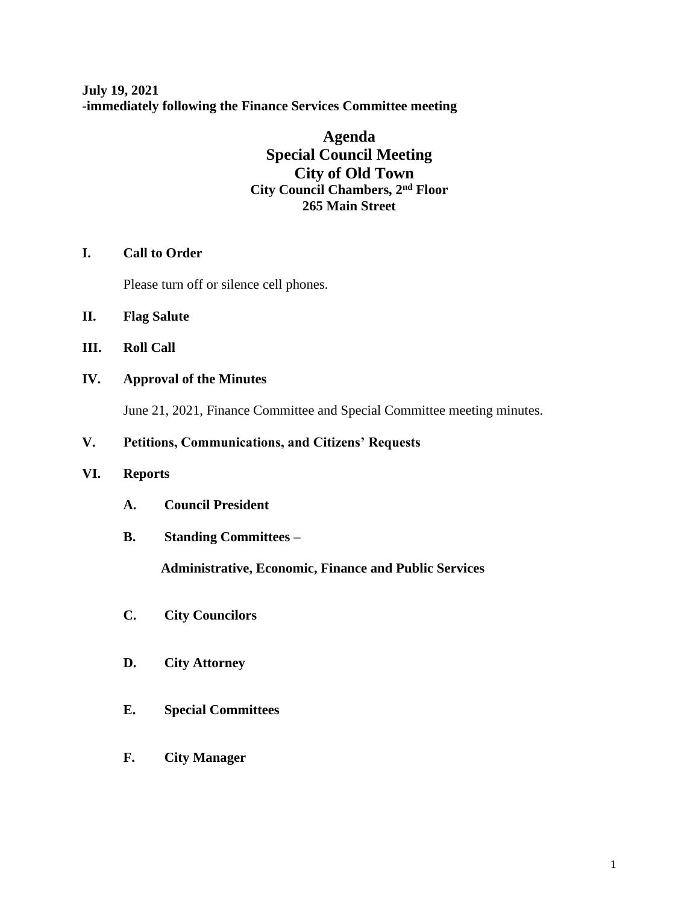**July 19, 2021**
**-immediately following the Finance Services Committee meeting**

# Agenda
# Special Council Meeting
# City of Old Town
### City Council Chambers, 2nd Floor
### 265 Main Street

**I. Call to Order**

Please turn off or silence cell phones.

**II. Flag Salute**

**III. Roll Call**

**IV. Approval of the Minutes**

June 21, 2021, Finance Committee and Special Committee meeting minutes.

**V. Petitions, Communications, and Citizens' Requests**

**VI. Reports**

**A. Council President**

**B. Standing Committees –**

**Administrative, Economic, Finance and Public Services**

**C. City Councilors**

**D. City Attorney**

**E. Special Committees**

**F. City Manager**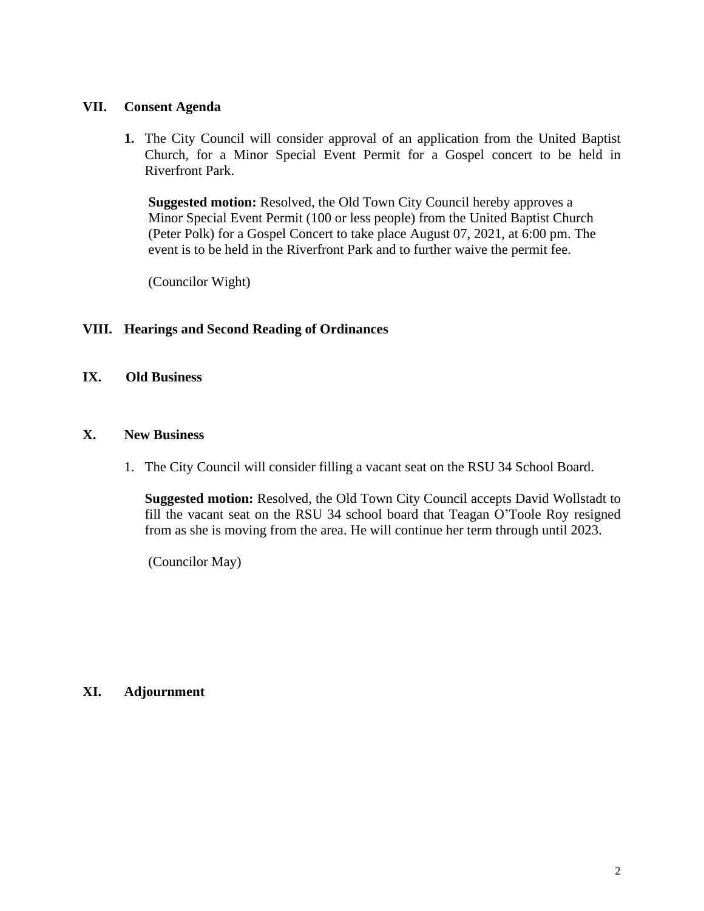## VII. Consent Agenda

1. The City Council will consider approval of an application from the United Baptist Church, for a Minor Special Event Permit for a Gospel concert to be held in Riverfront Park.

   **Suggested motion:** Resolved, the Old Town City Council hereby approves a Minor Special Event Permit (100 or less people) from the United Baptist Church (Peter Polk) for a Gospel Concert to take place August 07, 2021, at 6:00 pm. The event is to be held in the Riverfront Park and to further waive the permit fee.

   (Councilor Wight)

## VIII. Hearings and Second Reading of Ordinances

## IX. Old Business

## X. New Business

1. The City Council will consider filling a vacant seat on the RSU 34 School Board.

   **Suggested motion:** Resolved, the Old Town City Council accepts David Wollstadt to fill the vacant seat on the RSU 34 school board that Teagan O'Toole Roy resigned from as she is moving from the area. He will continue her term through until 2023.

   (Councilor May)

## XI. Adjournment